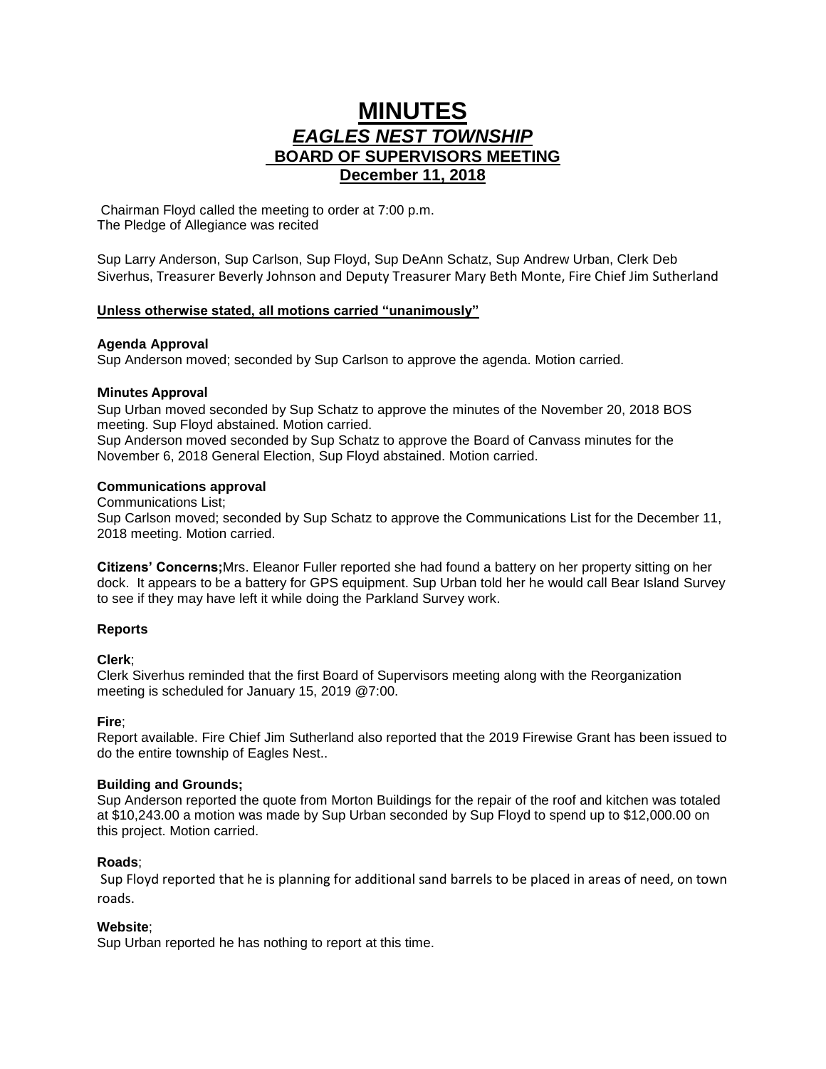# MINUTES

## *EAGLES NEST TOWNSHIP*

### BOARD OF SUPERVISORS MEETING

### December 11, 2018

Chairman Floyd called the meeting to order at 7:00 p.m.
The Pledge of Allegiance was recited

Sup Larry Anderson, Sup Carlson, Sup Floyd, Sup DeAnn Schatz, Sup Andrew Urban, Clerk Deb Siverhus, Treasurer Beverly Johnson and Deputy Treasurer Mary Beth Monte, Fire Chief Jim Sutherland

**Unless otherwise stated, all motions carried "unanimously"**

**Agenda Approval**
Sup Anderson moved; seconded by Sup Carlson to approve the agenda. Motion carried.

**Minutes Approval**
Sup Urban moved seconded by Sup Schatz to approve the minutes of the November 20, 2018 BOS meeting. Sup Floyd abstained. Motion carried.
Sup Anderson moved seconded by Sup Schatz to approve the Board of Canvass minutes for the November 6, 2018 General Election, Sup Floyd abstained. Motion carried.

**Communications approval**
Communications List;
Sup Carlson moved; seconded by Sup Schatz to approve the Communications List for the December 11, 2018 meeting. Motion carried.

**Citizens' Concerns;**Mrs. Eleanor Fuller reported she had found a battery on her property sitting on her dock. It appears to be a battery for GPS equipment. Sup Urban told her he would call Bear Island Survey to see if they may have left it while doing the Parkland Survey work.

**Reports**

**Clerk**;
Clerk Siverhus reminded that the first Board of Supervisors meeting along with the Reorganization meeting is scheduled for January 15, 2019 @7:00.

**Fire**;
Report available. Fire Chief Jim Sutherland also reported that the 2019 Firewise Grant has been issued to do the entire township of Eagles Nest..

**Building and Grounds;**
Sup Anderson reported the quote from Morton Buildings for the repair of the roof and kitchen was totaled at $10,243.00 a motion was made by Sup Urban seconded by Sup Floyd to spend up to $12,000.00 on this project. Motion carried.

**Roads**;
Sup Floyd reported that he is planning for additional sand barrels to be placed in areas of need, on town roads.

**Website**;
Sup Urban reported he has nothing to report at this time.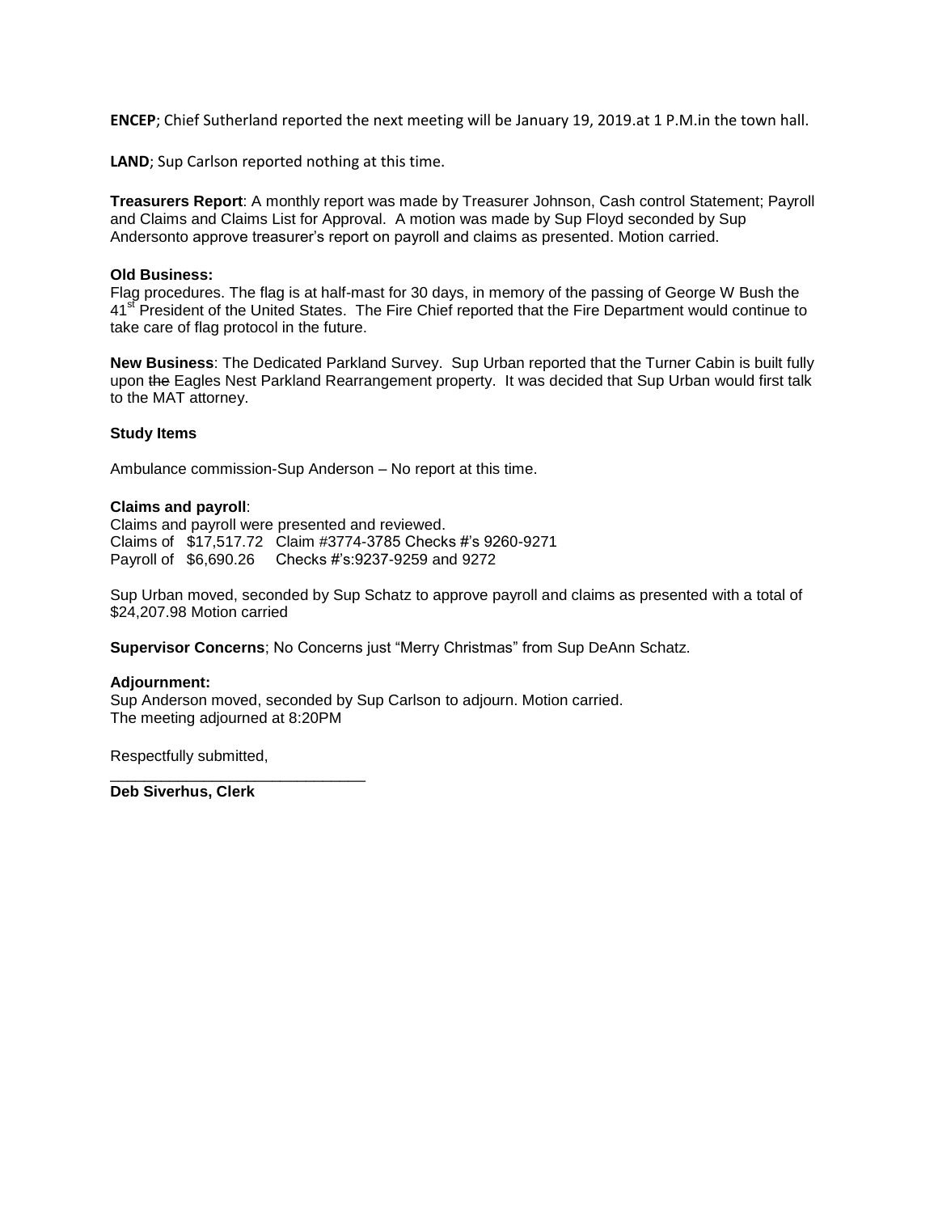**ENCEP**; Chief Sutherland reported the next meeting will be January 19, 2019.at 1 P.M.in the town hall.

**LAND**; Sup Carlson reported nothing at this time.

**Treasurers Report**: A monthly report was made by Treasurer Johnson, Cash control Statement; Payroll and Claims and Claims List for Approval. A motion was made by Sup Floyd seconded by Sup Andersonto approve treasurer's report on payroll and claims as presented. Motion carried.

**Old Business:**
Flag procedures. The flag is at half-mast for 30 days, in memory of the passing of George W Bush the 41st President of the United States. The Fire Chief reported that the Fire Department would continue to take care of flag protocol in the future.

**New Business**: The Dedicated Parkland Survey. Sup Urban reported that the Turner Cabin is built fully upon ~~the~~ Eagles Nest Parkland Rearrangement property. It was decided that Sup Urban would first talk to the MAT attorney.

**Study Items**

Ambulance commission-Sup Anderson – No report at this time.

**Claims and payroll**:
Claims and payroll were presented and reviewed.
Claims of $17,517.72 Claim #3774-3785 Checks #'s 9260-9271
Payroll of $6,690.26 Checks #'s:9237-9259 and 9272

Sup Urban moved, seconded by Sup Schatz to approve payroll and claims as presented with a total of $24,207.98 Motion carried

**Supervisor Concerns**; No Concerns just "Merry Christmas" from Sup DeAnn Schatz.

**Adjournment:**
Sup Anderson moved, seconded by Sup Carlson to adjourn. Motion carried.
The meeting adjourned at 8:20PM

Respectfully submitted,

______________________________
**Deb Siverhus, Clerk**